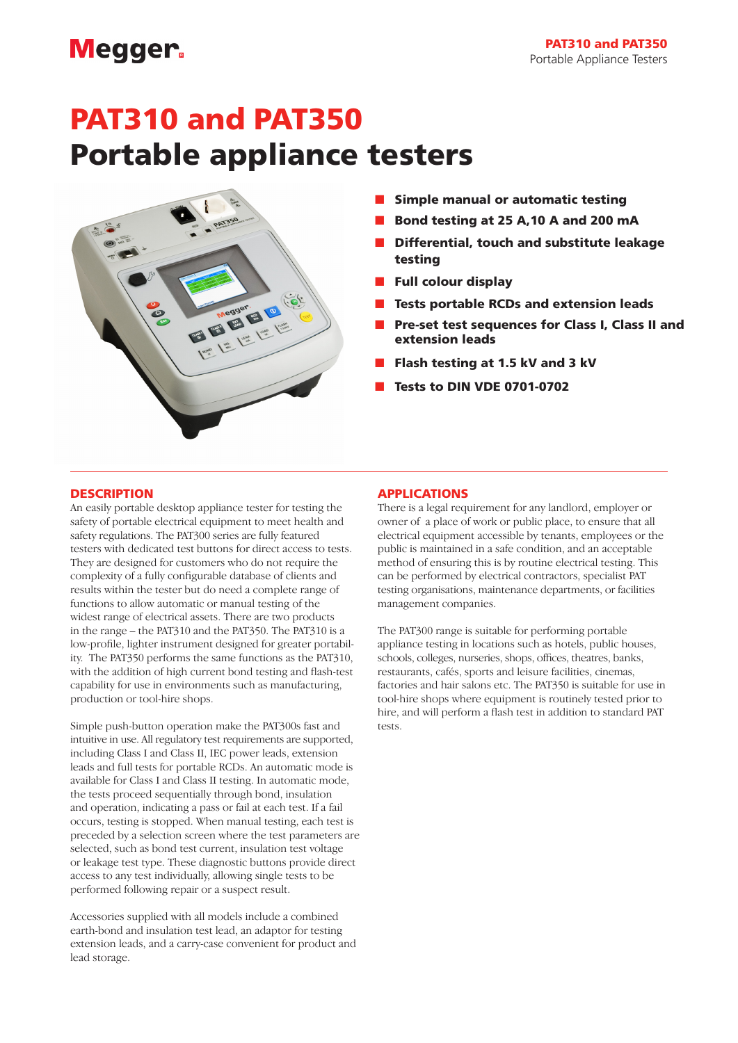# PAT310 and PAT350
# Portable appliance testers

- **Simple manual or automatic testing**
- **Bond testing at 25 A,10 A and 200 mA**
- **Differential, touch and substitute leakage testing**
- **Full colour display**
- **Tests portable RCDs and extension leads**
- **Pre-set test sequences for Class I, Class II and extension leads**
- **Flash testing at 1.5 kV and 3 kV**
- **Tests to DIN VDE 0701-0702**

## DESCRIPTION

An easily portable desktop appliance tester for testing the safety of portable electrical equipment to meet health and safety regulations. The PAT300 series are fully featured testers with dedicated test buttons for direct access to tests. They are designed for customers who do not require the complexity of a fully configurable database of clients and results within the tester but do need a complete range of functions to allow automatic or manual testing of the widest range of electrical assets. There are two products in the range – the PAT310 and the PAT350. The PAT310 is a low-profile, lighter instrument designed for greater portability. The PAT350 performs the same functions as the PAT310, with the addition of high current bond testing and flash-test capability for use in environments such as manufacturing, production or tool-hire shops.

Simple push-button operation make the PAT300s fast and intuitive in use. All regulatory test requirements are supported, including Class I and Class II, IEC power leads, extension leads and full tests for portable RCDs. An automatic mode is available for Class I and Class II testing. In automatic mode, the tests proceed sequentially through bond, insulation and operation, indicating a pass or fail at each test. If a fail occurs, testing is stopped. When manual testing, each test is preceded by a selection screen where the test parameters are selected, such as bond test current, insulation test voltage or leakage test type. These diagnostic buttons provide direct access to any test individually, allowing single tests to be performed following repair or a suspect result.

Accessories supplied with all models include a combined earth-bond and insulation test lead, an adaptor for testing extension leads, and a carry-case convenient for product and lead storage.

## APPLICATIONS

There is a legal requirement for any landlord, employer or owner of a place of work or public place, to ensure that all electrical equipment accessible by tenants, employees or the public is maintained in a safe condition, and an acceptable method of ensuring this is by routine electrical testing. This can be performed by electrical contractors, specialist PAT testing organisations, maintenance departments, or facilities management companies.

The PAT300 range is suitable for performing portable appliance testing in locations such as hotels, public houses, schools, colleges, nurseries, shops, offices, theatres, banks, restaurants, cafés, sports and leisure facilities, cinemas, factories and hair salons etc. The PAT350 is suitable for use in tool-hire shops where equipment is routinely tested prior to hire, and will perform a flash test in addition to standard PAT tests.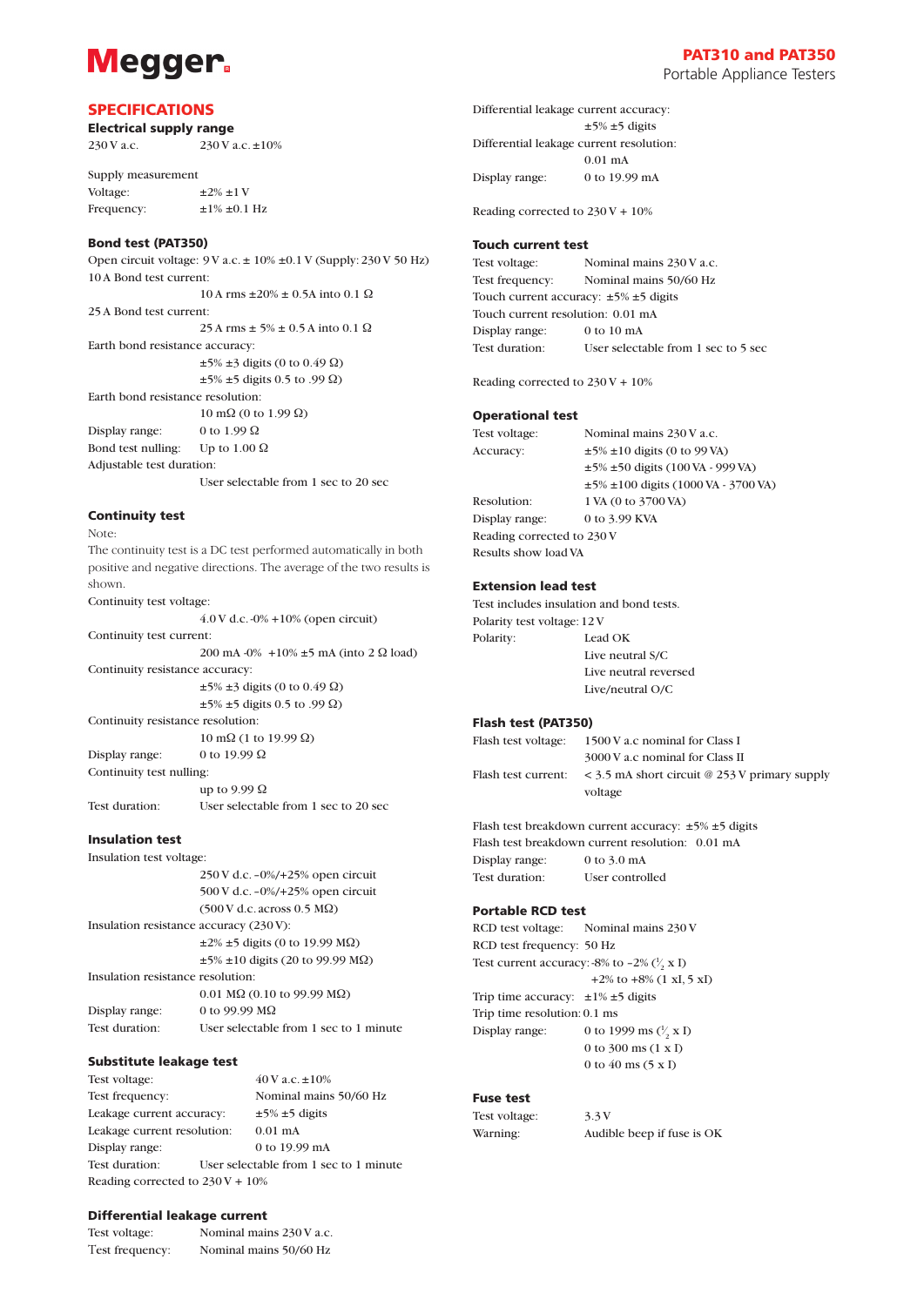## SPECIFICATIONS

### Electrical supply range

230 V a.c. 230 V a.c. ±10%

Supply measurement
Voltage: ±2% ±1 V
Frequency: ±1% ±0.1 Hz

### Bond test (PAT350)

Open circuit voltage: 9 V a.c. ± 10% ±0.1 V (Supply: 230 V 50 Hz)
10 A Bond test current:
10 A rms ±20% ± 0.5A into 0.1 Ω
25 A Bond test current:
25 A rms ± 5% ± 0.5 A into 0.1 Ω
Earth bond resistance accuracy:
±5% ±3 digits (0 to 0.49 Ω)
±5% ±5 digits 0.5 to .99 Ω)
Earth bond resistance resolution:
10 mΩ (0 to 1.99 Ω)
Display range: 0 to 1.99 Ω
Bond test nulling: Up to 1.00 Ω
Adjustable test duration:
User selectable from 1 sec to 20 sec

### Continuity test

Note:
The continuity test is a DC test performed automatically in both positive and negative directions. The average of the two results is shown.
Continuity test voltage:
4.0 V d.c. -0% +10% (open circuit)
Continuity test current:
200 mA -0% +10% ±5 mA (into 2 Ω load)
Continuity resistance accuracy:
±5% ±3 digits (0 to 0.49 Ω)
±5% ±5 digits 0.5 to .99 Ω)
Continuity resistance resolution:
10 mΩ (1 to 19.99 Ω)
Display range: 0 to 19.99 Ω
Continuity test nulling:
up to 9.99 Ω
Test duration: User selectable from 1 sec to 20 sec

### Insulation test

Insulation test voltage:
250 V d.c. –0%/+25% open circuit
500 V d.c. –0%/+25% open circuit
(500 V d.c. across 0.5 MΩ)
Insulation resistance accuracy (230 V):
±2% ±5 digits (0 to 19.99 MΩ)
±5% ±10 digits (20 to 99.99 MΩ)
Insulation resistance resolution:
0.01 MΩ (0.10 to 99.99 MΩ)
Display range: 0 to 99.99 MΩ
Test duration: User selectable from 1 sec to 1 minute

### Substitute leakage test

Test voltage: 40 V a.c. ±10%
Test frequency: Nominal mains 50/60 Hz
Leakage current accuracy: ±5% ±5 digits
Leakage current resolution: 0.01 mA
Display range: 0 to 19.99 mA
Test duration: User selectable from 1 sec to 1 minute
Reading corrected to 230 V + 10%

### Differential leakage current

Test voltage: Nominal mains 230 V a.c.
Test frequency: Nominal mains 50/60 Hz
Differential leakage current accuracy:
±5% ±5 digits
Differential leakage current resolution:
0.01 mA
Display range: 0 to 19.99 mA

Reading corrected to 230 V + 10%

### Touch current test

Test voltage: Nominal mains 230 V a.c.
Test frequency: Nominal mains 50/60 Hz
Touch current accuracy: ±5% ±5 digits
Touch current resolution: 0.01 mA
Display range: 0 to 10 mA
Test duration: User selectable from 1 sec to 5 sec

Reading corrected to 230 V + 10%

### Operational test

Test voltage: Nominal mains 230 V a.c.
Accuracy: ±5% ±10 digits (0 to 99 VA)
±5% ±50 digits (100 VA - 999 VA)
±5% ±100 digits (1000 VA - 3700 VA)
Resolution: 1 VA (0 to 3700 VA)
Display range: 0 to 3.99 KVA
Reading corrected to 230 V
Results show load VA

### Extension lead test

Test includes insulation and bond tests.
Polarity test voltage: 12 V
Polarity: Lead OK
Live neutral S/C
Live neutral reversed
Live/neutral O/C

### Flash test (PAT350)

Flash test voltage: 1500 V a.c nominal for Class I
3000 V a.c nominal for Class II
Flash test current: < 3.5 mA short circuit @ 253 V primary supply voltage

Flash test breakdown current accuracy: ±5% ±5 digits
Flash test breakdown current resolution: 0.01 mA
Display range: 0 to 3.0 mA
Test duration: User controlled

### Portable RCD test

RCD test voltage: Nominal mains 230 V
RCD test frequency: 50 Hz
Test current accuracy: -8% to –2% ($\frac{1}{2}$ x I)
+2% to +8% (1 xI, 5 xI)
Trip time accuracy: ±1% ±5 digits
Trip time resolution: 0.1 ms
Display range: 0 to 1999 ms ($\frac{1}{2}$ x I)
0 to 300 ms (1 x I)
0 to 40 ms (5 x I)

### Fuse test

Test voltage: 3.3 V
Warning: Audible beep if fuse is OK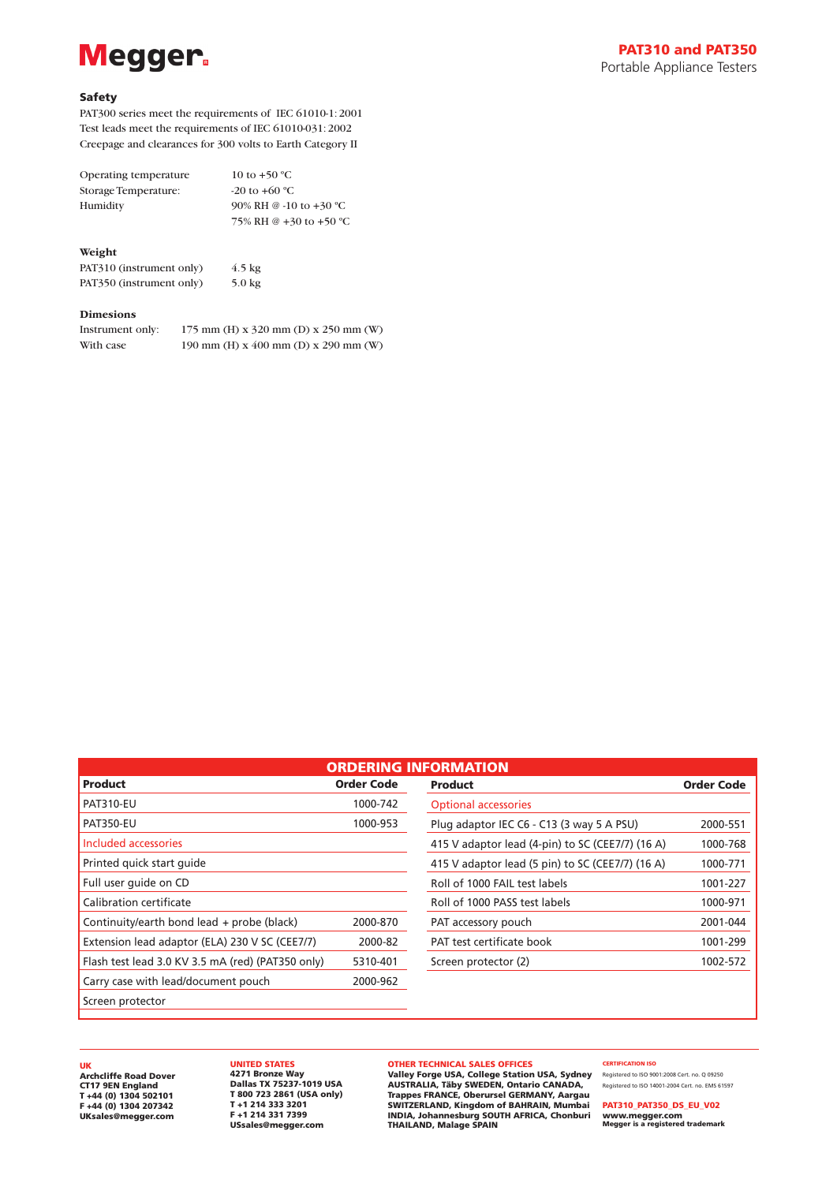### Safety

PAT300 series meet the requirements of IEC 61010-1: 2001
Test leads meet the requirements of IEC 61010-031: 2002
Creepage and clearances for 300 volts to Earth Category II

| | |
|---|---|
| Operating temperature | 10 to +50 °C |
| Storage Temperature: | -20 to +60 °C |
| Humidity | 90% RH @ -10 to +30 °C |
| | 75% RH @ +30 to +50 °C |

### Weight

| | |
|---|---|
| PAT310 (instrument only) | 4.5 kg |
| PAT350 (instrument only) | 5.0 kg |

### Dimesions

| | |
|---|---|
| Instrument only: | 175 mm (H) x 320 mm (D) x 250 mm (W) |
| With case | 190 mm (H) x 400 mm (D) x 290 mm (W) |

## ORDERING INFORMATION

| Product | Order Code |
|---|---|
| PAT310-EU | 1000-742 |
| PAT350-EU | 1000-953 |
| Included accessories | |
| Printed quick start guide | |
| Full user guide on CD | |
| Calibration certificate | |
| Continuity/earth bond lead + probe (black) | 2000-870 |
| Extension lead adaptor (ELA) 230 V SC (CEE7/7) | 2000-82 |
| Flash test lead 3.0 KV 3.5 mA (red) (PAT350 only) | 5310-401 |
| Carry case with lead/document pouch | 2000-962 |
| Screen protector | |

| Product | Order Code |
|---|---|
| Optional accessories | |
| Plug adaptor IEC C6 - C13 (3 way 5 A PSU) | 2000-551 |
| 415 V adaptor lead (4-pin) to SC (CEE7/7) (16 A) | 1000-768 |
| 415 V adaptor lead (5 pin) to SC (CEE7/7) (16 A) | 1000-771 |
| Roll of 1000 FAIL test labels | 1001-227 |
| Roll of 1000 PASS test labels | 1000-971 |
| PAT accessory pouch | 2001-044 |
| PAT test certificate book | 1001-299 |
| Screen protector (2) | 1002-572 |

**UK**
**Archcliffe Road Dover**
**CT17 9EN England**
**T +44 (0) 1304 502101**
**F +44 (0) 1304 207342**
**UKsales@megger.com**

**UNITED STATES**
**4271 Bronze Way**
**Dallas TX 75237-1019 USA**
**T 800 723 2861 (USA only)**
**T +1 214 333 3201**
**F +1 214 331 7399**
**USsales@megger.com**

**OTHER TECHNICAL SALES OFFICES**
**Valley Forge USA, College Station USA, Sydney AUSTRALIA, Täby SWEDEN, Ontario CANADA, Trappes FRANCE, Oberursel GERMANY, Aargau SWITZERLAND, Kingdom of BAHRAIN, Mumbai INDIA, Johannesburg SOUTH AFRICA, Chonburi THAILAND, Malage SPAIN**

**CERTIFICATION ISO**
Registered to ISO 9001:2008 Cert. no. Q 09250
Registered to ISO 14001-2004 Cert. no. EMS 61597

**PAT310_PAT350_DS_EU_V02**
**www.megger.com**
**Megger is a registered trademark**